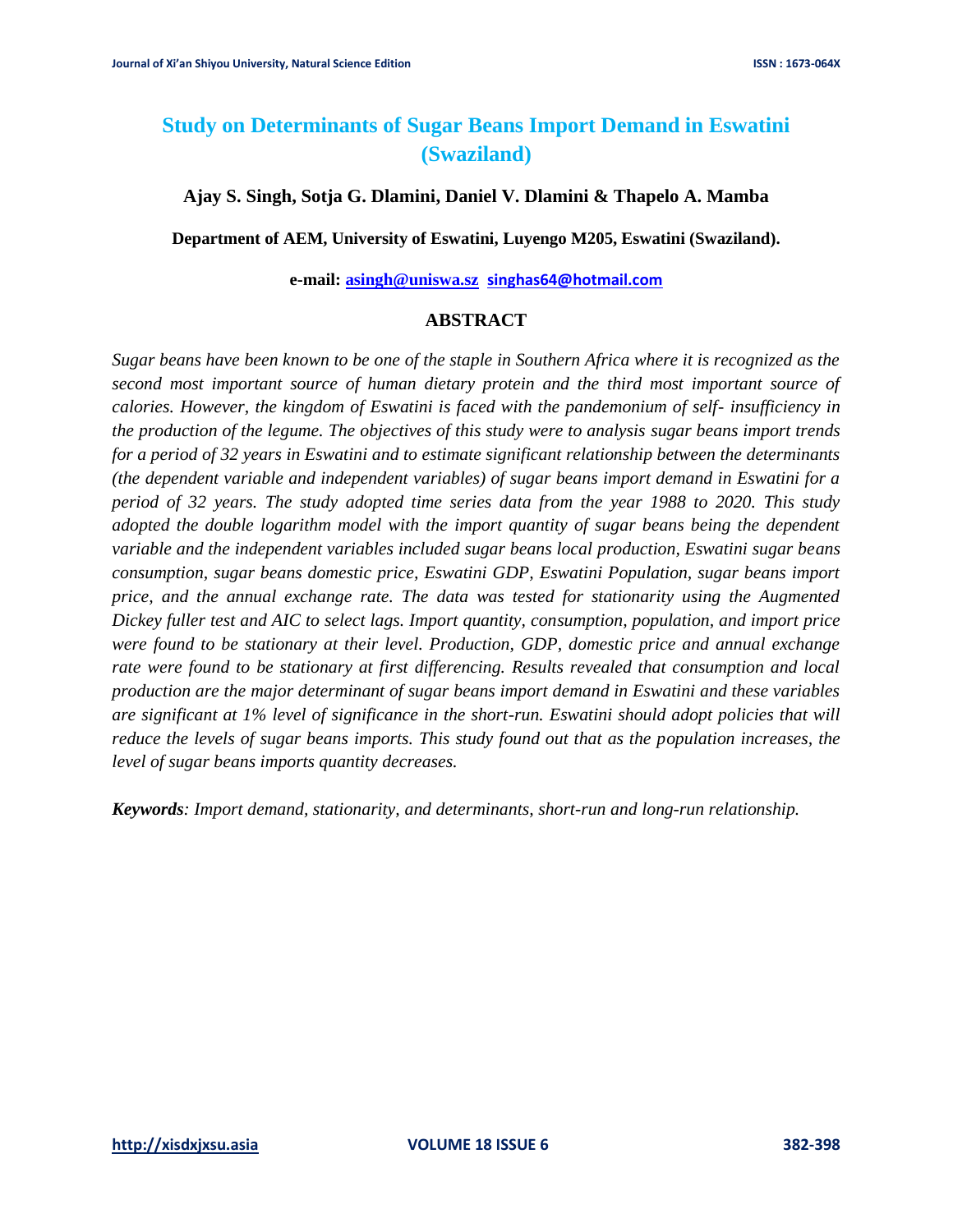# Study on Determinants of Sugar Beans Import Demand in Eswatini (Swaziland)

**Ajay S. Singh, Sotja G. Dlamini, Daniel V. Dlamini & Thapelo A. Mamba**

**Department of AEM, University of Eswatini, Luyengo M205, Eswatini (Swaziland).**

**e-mail: asingh@uniswa.sz singhas64@hotmail.com**

## ABSTRACT

*Sugar beans have been known to be one of the staple in Southern Africa where it is recognized as the second most important source of human dietary protein and the third most important source of calories. However, the kingdom of Eswatini is faced with the pandemonium of self- insufficiency in the production of the legume. The objectives of this study were to analysis sugar beans import trends for a period of 32 years in Eswatini and to estimate significant relationship between the determinants (the dependent variable and independent variables) of sugar beans import demand in Eswatini for a period of 32 years. The study adopted time series data from the year 1988 to 2020. This study adopted the double logarithm model with the import quantity of sugar beans being the dependent variable and the independent variables included sugar beans local production, Eswatini sugar beans consumption, sugar beans domestic price, Eswatini GDP, Eswatini Population, sugar beans import price, and the annual exchange rate. The data was tested for stationarity using the Augmented Dickey fuller test and AIC to select lags. Import quantity, consumption, population, and import price were found to be stationary at their level. Production, GDP, domestic price and annual exchange rate were found to be stationary at first differencing. Results revealed that consumption and local production are the major determinant of sugar beans import demand in Eswatini and these variables are significant at 1% level of significance in the short-run. Eswatini should adopt policies that will reduce the levels of sugar beans imports. This study found out that as the population increases, the level of sugar beans imports quantity decreases.*

***Keywords**: Import demand, stationarity, and determinants, short-run and long-run relationship.*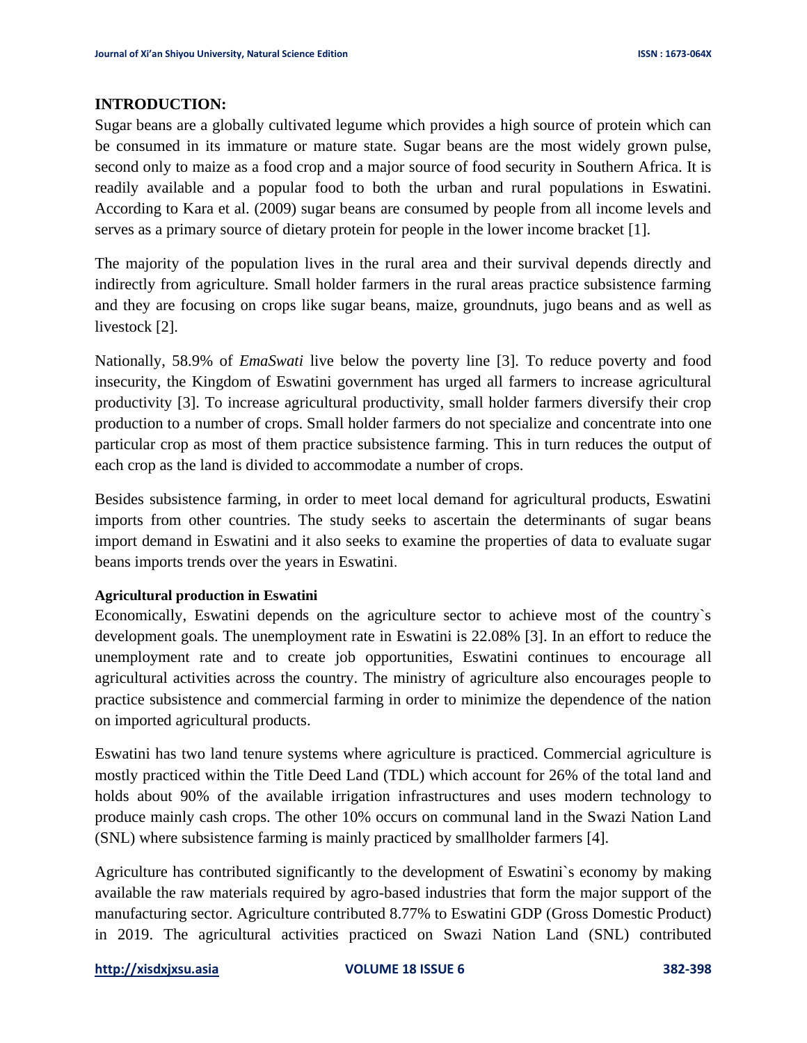## INTRODUCTION:

Sugar beans are a globally cultivated legume which provides a high source of protein which can be consumed in its immature or mature state. Sugar beans are the most widely grown pulse, second only to maize as a food crop and a major source of food security in Southern Africa. It is readily available and a popular food to both the urban and rural populations in Eswatini. According to Kara et al. (2009) sugar beans are consumed by people from all income levels and serves as a primary source of dietary protein for people in the lower income bracket [1].

The majority of the population lives in the rural area and their survival depends directly and indirectly from agriculture. Small holder farmers in the rural areas practice subsistence farming and they are focusing on crops like sugar beans, maize, groundnuts, jugo beans and as well as livestock [2].

Nationally, 58.9% of *EmaSwati* live below the poverty line [3]. To reduce poverty and food insecurity, the Kingdom of Eswatini government has urged all farmers to increase agricultural productivity [3]. To increase agricultural productivity, small holder farmers diversify their crop production to a number of crops. Small holder farmers do not specialize and concentrate into one particular crop as most of them practice subsistence farming. This in turn reduces the output of each crop as the land is divided to accommodate a number of crops.

Besides subsistence farming, in order to meet local demand for agricultural products, Eswatini imports from other countries. The study seeks to ascertain the determinants of sugar beans import demand in Eswatini and it also seeks to examine the properties of data to evaluate sugar beans imports trends over the years in Eswatini.

### Agricultural production in Eswatini

Economically, Eswatini depends on the agriculture sector to achieve most of the country`s development goals. The unemployment rate in Eswatini is 22.08% [3]. In an effort to reduce the unemployment rate and to create job opportunities, Eswatini continues to encourage all agricultural activities across the country. The ministry of agriculture also encourages people to practice subsistence and commercial farming in order to minimize the dependence of the nation on imported agricultural products.

Eswatini has two land tenure systems where agriculture is practiced. Commercial agriculture is mostly practiced within the Title Deed Land (TDL) which account for 26% of the total land and holds about 90% of the available irrigation infrastructures and uses modern technology to produce mainly cash crops. The other 10% occurs on communal land in the Swazi Nation Land (SNL) where subsistence farming is mainly practiced by smallholder farmers [4].

Agriculture has contributed significantly to the development of Eswatini`s economy by making available the raw materials required by agro-based industries that form the major support of the manufacturing sector. Agriculture contributed 8.77% to Eswatini GDP (Gross Domestic Product) in 2019. The agricultural activities practiced on Swazi Nation Land (SNL) contributed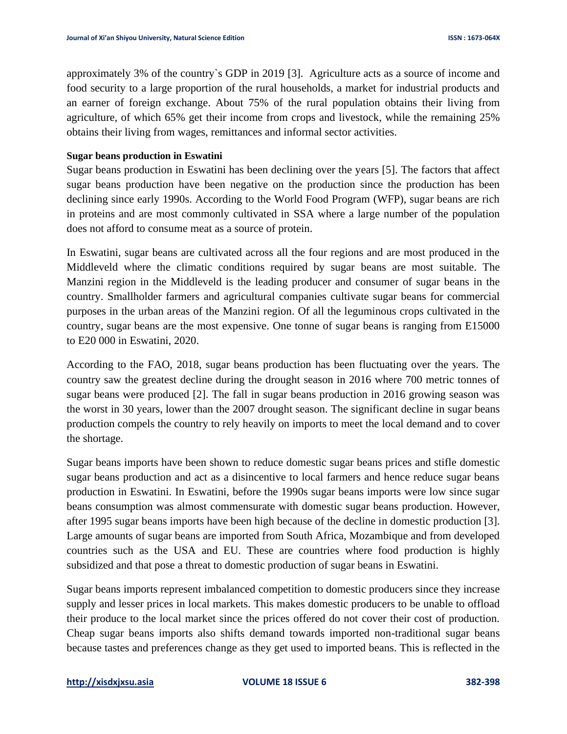approximately 3% of the country`s GDP in 2019 [3]. Agriculture acts as a source of income and food security to a large proportion of the rural households, a market for industrial products and an earner of foreign exchange. About 75% of the rural population obtains their living from agriculture, of which 65% get their income from crops and livestock, while the remaining 25% obtains their living from wages, remittances and informal sector activities.

**Sugar beans production in Eswatini**

Sugar beans production in Eswatini has been declining over the years [5]. The factors that affect sugar beans production have been negative on the production since the production has been declining since early 1990s. According to the World Food Program (WFP), sugar beans are rich in proteins and are most commonly cultivated in SSA where a large number of the population does not afford to consume meat as a source of protein.

In Eswatini, sugar beans are cultivated across all the four regions and are most produced in the Middleveld where the climatic conditions required by sugar beans are most suitable. The Manzini region in the Middleveld is the leading producer and consumer of sugar beans in the country. Smallholder farmers and agricultural companies cultivate sugar beans for commercial purposes in the urban areas of the Manzini region. Of all the leguminous crops cultivated in the country, sugar beans are the most expensive. One tonne of sugar beans is ranging from E15000 to E20 000 in Eswatini, 2020.

According to the FAO, 2018, sugar beans production has been fluctuating over the years. The country saw the greatest decline during the drought season in 2016 where 700 metric tonnes of sugar beans were produced [2]. The fall in sugar beans production in 2016 growing season was the worst in 30 years, lower than the 2007 drought season. The significant decline in sugar beans production compels the country to rely heavily on imports to meet the local demand and to cover the shortage.

Sugar beans imports have been shown to reduce domestic sugar beans prices and stifle domestic sugar beans production and act as a disincentive to local farmers and hence reduce sugar beans production in Eswatini. In Eswatini, before the 1990s sugar beans imports were low since sugar beans consumption was almost commensurate with domestic sugar beans production. However, after 1995 sugar beans imports have been high because of the decline in domestic production [3]. Large amounts of sugar beans are imported from South Africa, Mozambique and from developed countries such as the USA and EU. These are countries where food production is highly subsidized and that pose a threat to domestic production of sugar beans in Eswatini.

Sugar beans imports represent imbalanced competition to domestic producers since they increase supply and lesser prices in local markets. This makes domestic producers to be unable to offload their produce to the local market since the prices offered do not cover their cost of production. Cheap sugar beans imports also shifts demand towards imported non-traditional sugar beans because tastes and preferences change as they get used to imported beans. This is reflected in the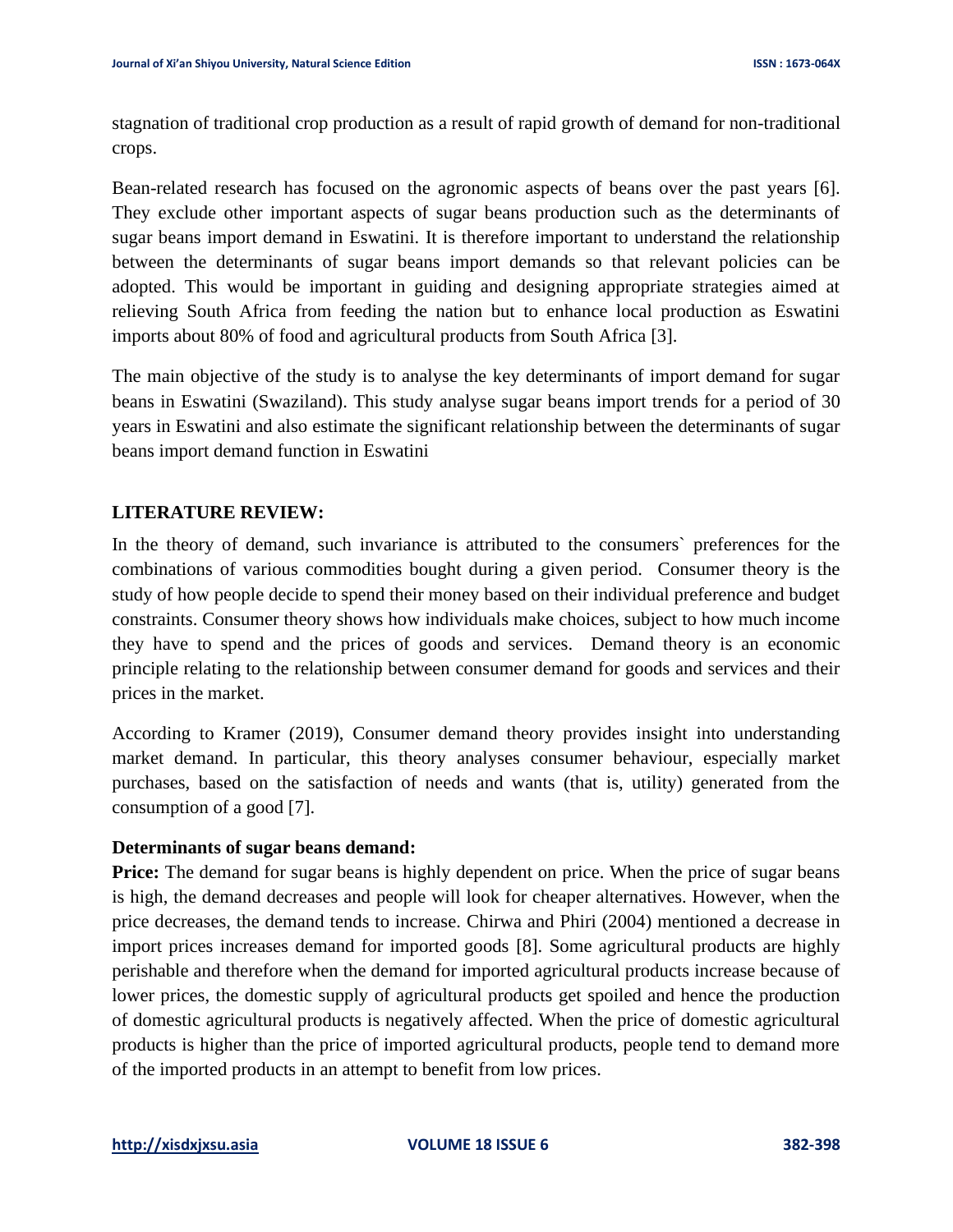stagnation of traditional crop production as a result of rapid growth of demand for non-traditional crops.

Bean-related research has focused on the agronomic aspects of beans over the past years [6]. They exclude other important aspects of sugar beans production such as the determinants of sugar beans import demand in Eswatini. It is therefore important to understand the relationship between the determinants of sugar beans import demands so that relevant policies can be adopted. This would be important in guiding and designing appropriate strategies aimed at relieving South Africa from feeding the nation but to enhance local production as Eswatini imports about 80% of food and agricultural products from South Africa [3].

The main objective of the study is to analyse the key determinants of import demand for sugar beans in Eswatini (Swaziland). This study analyse sugar beans import trends for a period of 30 years in Eswatini and also estimate the significant relationship between the determinants of sugar beans import demand function in Eswatini

## LITERATURE REVIEW:

In the theory of demand, such invariance is attributed to the consumers` preferences for the combinations of various commodities bought during a given period. Consumer theory is the study of how people decide to spend their money based on their individual preference and budget constraints. Consumer theory shows how individuals make choices, subject to how much income they have to spend and the prices of goods and services. Demand theory is an economic principle relating to the relationship between consumer demand for goods and services and their prices in the market.

According to Kramer (2019), Consumer demand theory provides insight into understanding market demand. In particular, this theory analyses consumer behaviour, especially market purchases, based on the satisfaction of needs and wants (that is, utility) generated from the consumption of a good [7].

### Determinants of sugar beans demand:

**Price:** The demand for sugar beans is highly dependent on price. When the price of sugar beans is high, the demand decreases and people will look for cheaper alternatives. However, when the price decreases, the demand tends to increase. Chirwa and Phiri (2004) mentioned a decrease in import prices increases demand for imported goods [8]. Some agricultural products are highly perishable and therefore when the demand for imported agricultural products increase because of lower prices, the domestic supply of agricultural products get spoiled and hence the production of domestic agricultural products is negatively affected. When the price of domestic agricultural products is higher than the price of imported agricultural products, people tend to demand more of the imported products in an attempt to benefit from low prices.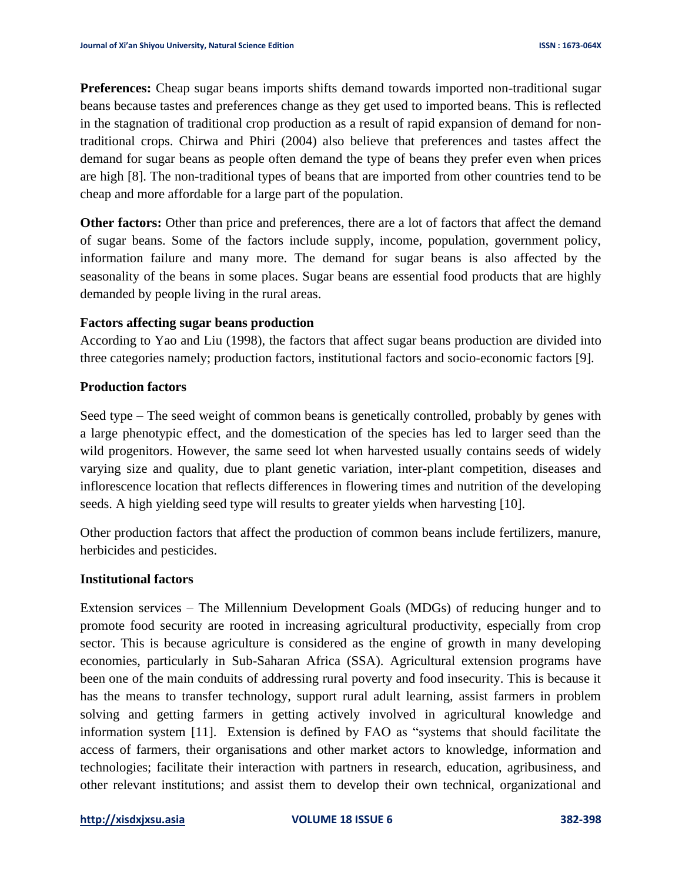**Preferences:** Cheap sugar beans imports shifts demand towards imported non-traditional sugar beans because tastes and preferences change as they get used to imported beans. This is reflected in the stagnation of traditional crop production as a result of rapid expansion of demand for non-traditional crops. Chirwa and Phiri (2004) also believe that preferences and tastes affect the demand for sugar beans as people often demand the type of beans they prefer even when prices are high [8]. The non-traditional types of beans that are imported from other countries tend to be cheap and more affordable for a large part of the population.

**Other factors:** Other than price and preferences, there are a lot of factors that affect the demand of sugar beans. Some of the factors include supply, income, population, government policy, information failure and many more. The demand for sugar beans is also affected by the seasonality of the beans in some places. Sugar beans are essential food products that are highly demanded by people living in the rural areas.

### Factors affecting sugar beans production

According to Yao and Liu (1998), the factors that affect sugar beans production are divided into three categories namely; production factors, institutional factors and socio-economic factors [9].

### Production factors

Seed type – The seed weight of common beans is genetically controlled, probably by genes with a large phenotypic effect, and the domestication of the species has led to larger seed than the wild progenitors. However, the same seed lot when harvested usually contains seeds of widely varying size and quality, due to plant genetic variation, inter-plant competition, diseases and inflorescence location that reflects differences in flowering times and nutrition of the developing seeds. A high yielding seed type will results to greater yields when harvesting [10].

Other production factors that affect the production of common beans include fertilizers, manure, herbicides and pesticides.

### Institutional factors

Extension services – The Millennium Development Goals (MDGs) of reducing hunger and to promote food security are rooted in increasing agricultural productivity, especially from crop sector. This is because agriculture is considered as the engine of growth in many developing economies, particularly in Sub-Saharan Africa (SSA). Agricultural extension programs have been one of the main conduits of addressing rural poverty and food insecurity. This is because it has the means to transfer technology, support rural adult learning, assist farmers in problem solving and getting farmers in getting actively involved in agricultural knowledge and information system [11]. Extension is defined by FAO as "systems that should facilitate the access of farmers, their organisations and other market actors to knowledge, information and technologies; facilitate their interaction with partners in research, education, agribusiness, and other relevant institutions; and assist them to develop their own technical, organizational and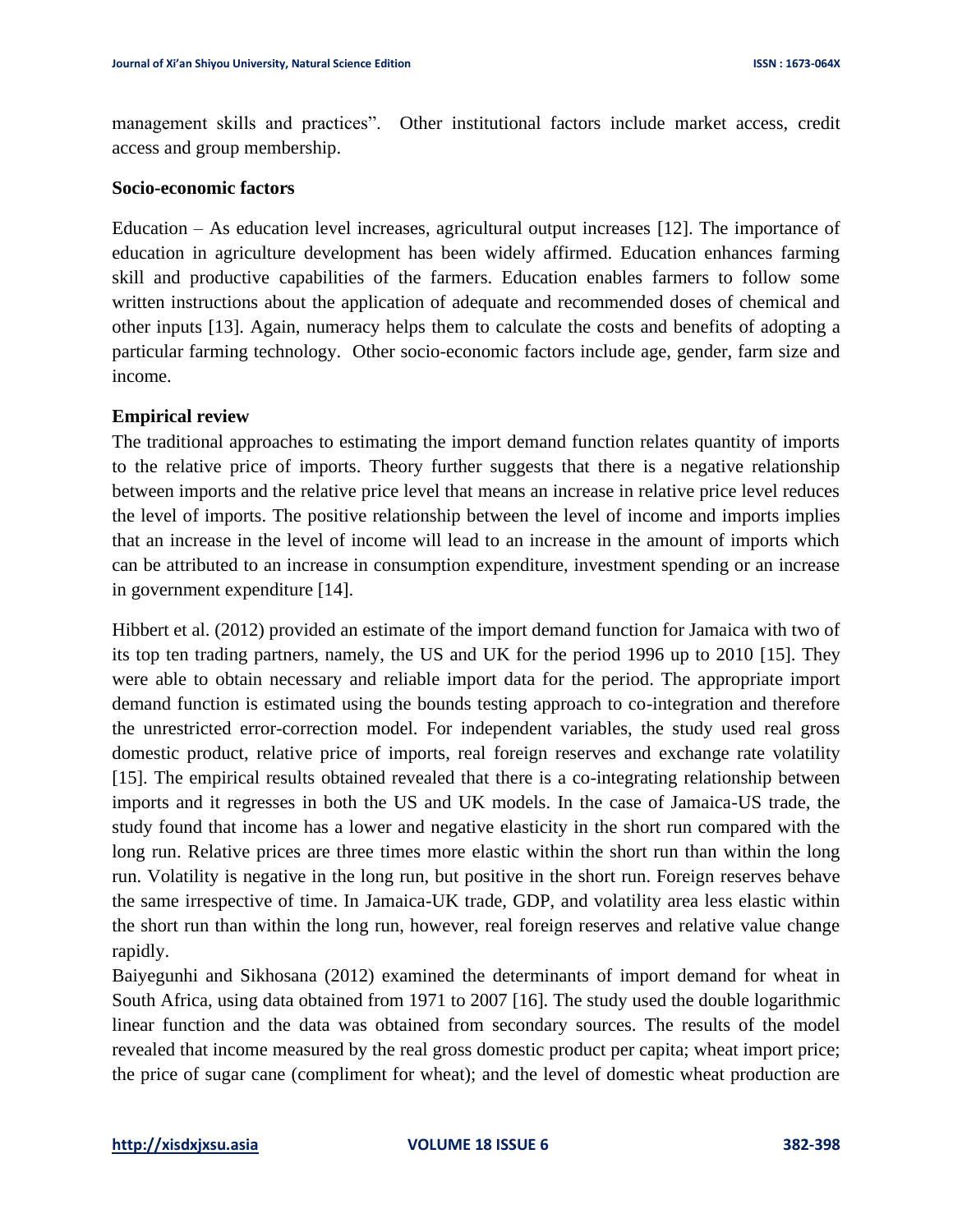management skills and practices". Other institutional factors include market access, credit access and group membership.

**Socio-economic factors**

Education – As education level increases, agricultural output increases [12]. The importance of education in agriculture development has been widely affirmed. Education enhances farming skill and productive capabilities of the farmers. Education enables farmers to follow some written instructions about the application of adequate and recommended doses of chemical and other inputs [13]. Again, numeracy helps them to calculate the costs and benefits of adopting a particular farming technology. Other socio-economic factors include age, gender, farm size and income.

**Empirical review**

The traditional approaches to estimating the import demand function relates quantity of imports to the relative price of imports. Theory further suggests that there is a negative relationship between imports and the relative price level that means an increase in relative price level reduces the level of imports. The positive relationship between the level of income and imports implies that an increase in the level of income will lead to an increase in the amount of imports which can be attributed to an increase in consumption expenditure, investment spending or an increase in government expenditure [14].

Hibbert et al. (2012) provided an estimate of the import demand function for Jamaica with two of its top ten trading partners, namely, the US and UK for the period 1996 up to 2010 [15]. They were able to obtain necessary and reliable import data for the period. The appropriate import demand function is estimated using the bounds testing approach to co-integration and therefore the unrestricted error-correction model. For independent variables, the study used real gross domestic product, relative price of imports, real foreign reserves and exchange rate volatility [15]. The empirical results obtained revealed that there is a co-integrating relationship between imports and it regresses in both the US and UK models. In the case of Jamaica-US trade, the study found that income has a lower and negative elasticity in the short run compared with the long run. Relative prices are three times more elastic within the short run than within the long run. Volatility is negative in the long run, but positive in the short run. Foreign reserves behave the same irrespective of time. In Jamaica-UK trade, GDP, and volatility area less elastic within the short run than within the long run, however, real foreign reserves and relative value change rapidly.

Baiyegunhi and Sikhosana (2012) examined the determinants of import demand for wheat in South Africa, using data obtained from 1971 to 2007 [16]. The study used the double logarithmic linear function and the data was obtained from secondary sources. The results of the model revealed that income measured by the real gross domestic product per capita; wheat import price; the price of sugar cane (compliment for wheat); and the level of domestic wheat production are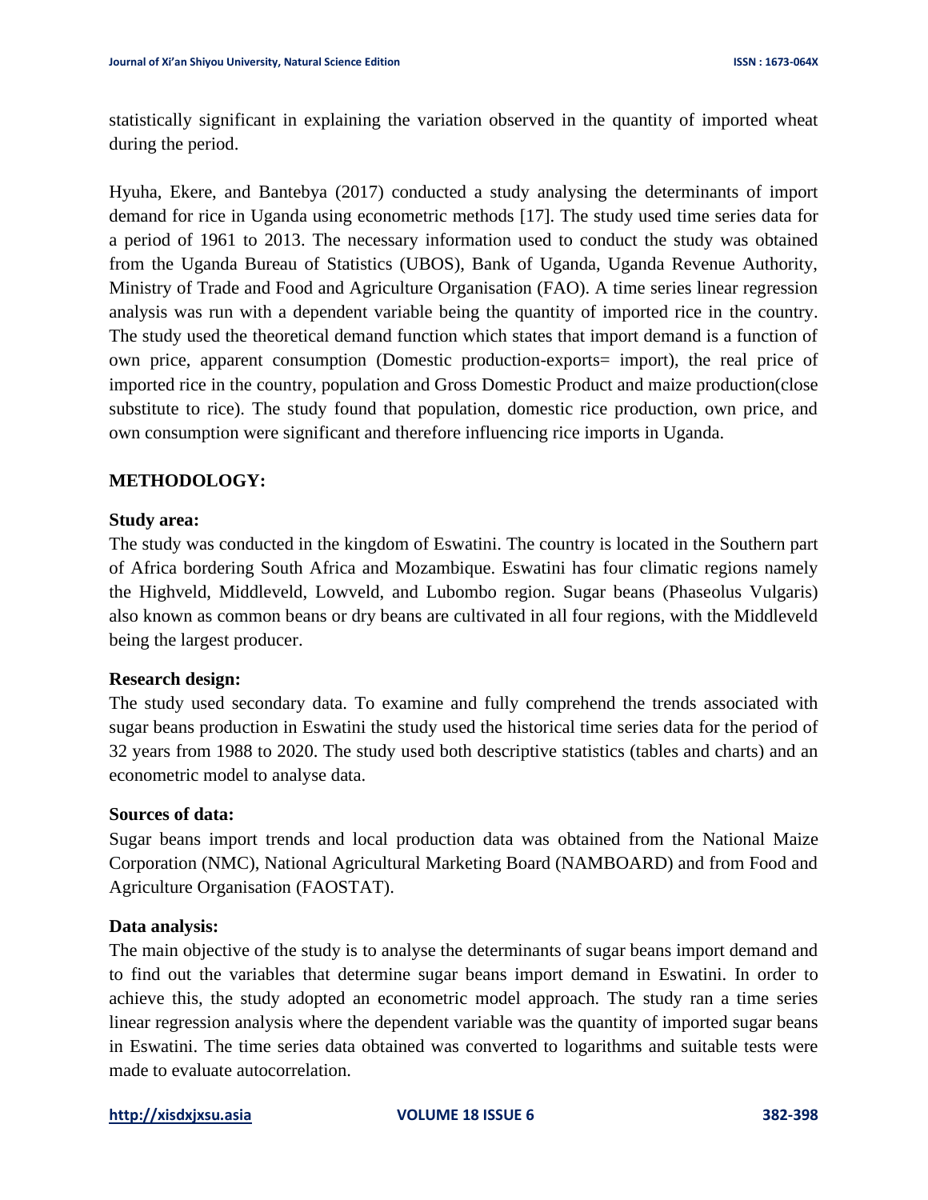statistically significant in explaining the variation observed in the quantity of imported wheat during the period.

Hyuha, Ekere, and Bantebya (2017) conducted a study analysing the determinants of import demand for rice in Uganda using econometric methods [17]. The study used time series data for a period of 1961 to 2013. The necessary information used to conduct the study was obtained from the Uganda Bureau of Statistics (UBOS), Bank of Uganda, Uganda Revenue Authority, Ministry of Trade and Food and Agriculture Organisation (FAO). A time series linear regression analysis was run with a dependent variable being the quantity of imported rice in the country. The study used the theoretical demand function which states that import demand is a function of own price, apparent consumption (Domestic production-exports= import), the real price of imported rice in the country, population and Gross Domestic Product and maize production(close substitute to rice). The study found that population, domestic rice production, own price, and own consumption were significant and therefore influencing rice imports in Uganda.

## METHODOLOGY:

### Study area:

The study was conducted in the kingdom of Eswatini. The country is located in the Southern part of Africa bordering South Africa and Mozambique. Eswatini has four climatic regions namely the Highveld, Middleveld, Lowveld, and Lubombo region. Sugar beans (Phaseolus Vulgaris) also known as common beans or dry beans are cultivated in all four regions, with the Middleveld being the largest producer.

### Research design:

The study used secondary data. To examine and fully comprehend the trends associated with sugar beans production in Eswatini the study used the historical time series data for the period of 32 years from 1988 to 2020. The study used both descriptive statistics (tables and charts) and an econometric model to analyse data.

### Sources of data:

Sugar beans import trends and local production data was obtained from the National Maize Corporation (NMC), National Agricultural Marketing Board (NAMBOARD) and from Food and Agriculture Organisation (FAOSTAT).

### Data analysis:

The main objective of the study is to analyse the determinants of sugar beans import demand and to find out the variables that determine sugar beans import demand in Eswatini. In order to achieve this, the study adopted an econometric model approach. The study ran a time series linear regression analysis where the dependent variable was the quantity of imported sugar beans in Eswatini. The time series data obtained was converted to logarithms and suitable tests were made to evaluate autocorrelation.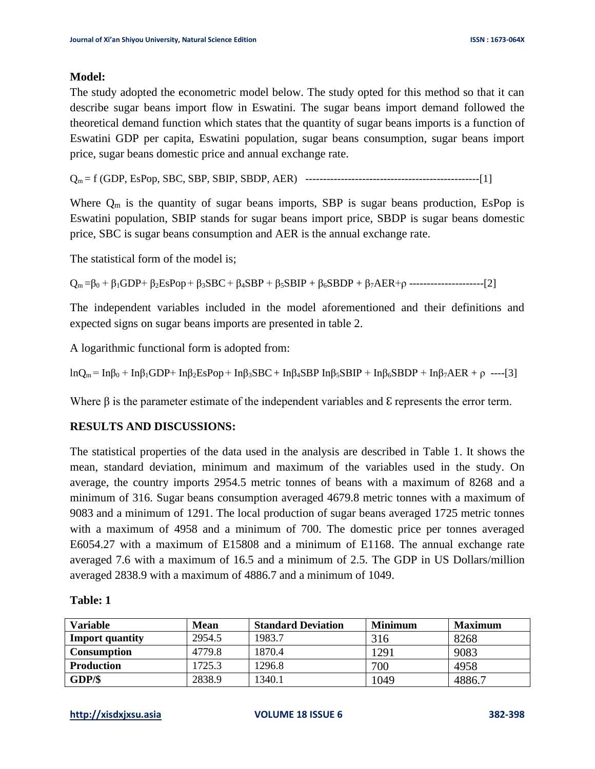**Model:**

The study adopted the econometric model below. The study opted for this method so that it can describe sugar beans import flow in Eswatini. The sugar beans import demand followed the theoretical demand function which states that the quantity of sugar beans imports is a function of Eswatini GDP per capita, Eswatini population, sugar beans consumption, sugar beans import price, sugar beans domestic price and annual exchange rate.

$Q_m = f$ (GDP, EsPop, SBC, SBP, SBIP, SBDP, AER) --------------------------------------------------[1]

Where $Q_m$ is the quantity of sugar beans imports, SBP is sugar beans production, EsPop is Eswatini population, SBIP stands for sugar beans import price, SBDP is sugar beans domestic price, SBC is sugar beans consumption and AER is the annual exchange rate.

The statistical form of the model is;

$Q_m = \beta_0 + \beta_1 GDP + \beta_2 EsPop + \beta_3 SBC + \beta_4 SBP + \beta_5 SBIP + \beta_6 SBDP + \beta_7 AER + \rho$ ---------------------[2]

The independent variables included in the model aforementioned and their definitions and expected signs on sugar beans imports are presented in table 2.

A logarithmic functional form is adopted from:

$\ln Q_m = \text{In}\beta_0 + \text{In}\beta_1 GDP + \text{In}\beta_2 EsPop + \text{In}\beta_3 SBC + \text{In}\beta_4 SBP\ \text{In}\beta_5 SBIP + \text{In}\beta_6 SBDP + \text{In}\beta_7 AER + \rho$ ----[3]

Where β is the parameter estimate of the independent variables and Ɛ represents the error term.

**RESULTS AND DISCUSSIONS:**

The statistical properties of the data used in the analysis are described in Table 1. It shows the mean, standard deviation, minimum and maximum of the variables used in the study. On average, the country imports 2954.5 metric tonnes of beans with a maximum of 8268 and a minimum of 316. Sugar beans consumption averaged 4679.8 metric tonnes with a maximum of 9083 and a minimum of 1291. The local production of sugar beans averaged 1725 metric tonnes with a maximum of 4958 and a minimum of 700. The domestic price per tonnes averaged E6054.27 with a maximum of E15808 and a minimum of E1168. The annual exchange rate averaged 7.6 with a maximum of 16.5 and a minimum of 2.5. The GDP in US Dollars/million averaged 2838.9 with a maximum of 4886.7 and a minimum of 1049.

**Table: 1**

| Variable | Mean | Standard Deviation | Minimum | Maximum |
|---|---|---|---|---|
| **Import quantity** | 2954.5 | 1983.7 | 316 | 8268 |
| **Consumption** | 4779.8 | 1870.4 | 1291 | 9083 |
| **Production** | 1725.3 | 1296.8 | 700 | 4958 |
| **GDP/$** | 2838.9 | 1340.1 | 1049 | 4886.7 |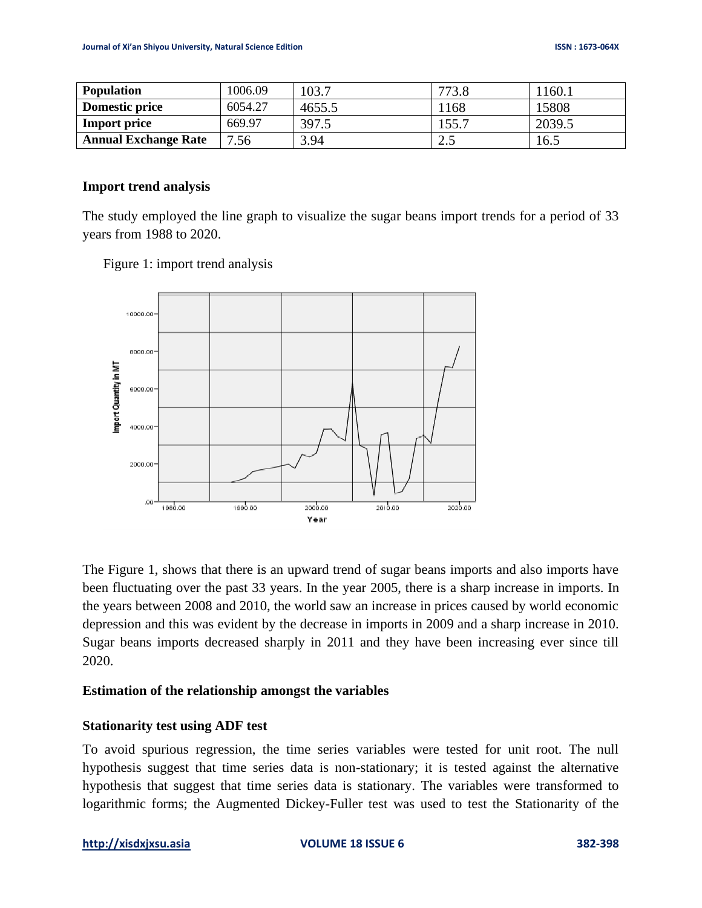| Population | 1006.09 | 103.7 | 773.8 | 1160.1 |
|---|---|---|---|---|
| Domestic price | 6054.27 | 4655.5 | 1168 | 15808 |
| Import price | 669.97 | 397.5 | 155.7 | 2039.5 |
| Annual Exchange Rate | 7.56 | 3.94 | 2.5 | 16.5 |

### Import trend analysis

The study employed the line graph to visualize the sugar beans import trends for a period of 33 years from 1988 to 2020.

Figure 1: import trend analysis

The Figure 1, shows that there is an upward trend of sugar beans imports and also imports have been fluctuating over the past 33 years. In the year 2005, there is a sharp increase in imports. In the years between 2008 and 2010, the world saw an increase in prices caused by world economic depression and this was evident by the decrease in imports in 2009 and a sharp increase in 2010. Sugar beans imports decreased sharply in 2011 and they have been increasing ever since till 2020.

### Estimation of the relationship amongst the variables

### Stationarity test using ADF test

To avoid spurious regression, the time series variables were tested for unit root. The null hypothesis suggest that time series data is non-stationary; it is tested against the alternative hypothesis that suggest that time series data is stationary. The variables were transformed to logarithmic forms; the Augmented Dickey-Fuller test was used to test the Stationarity of the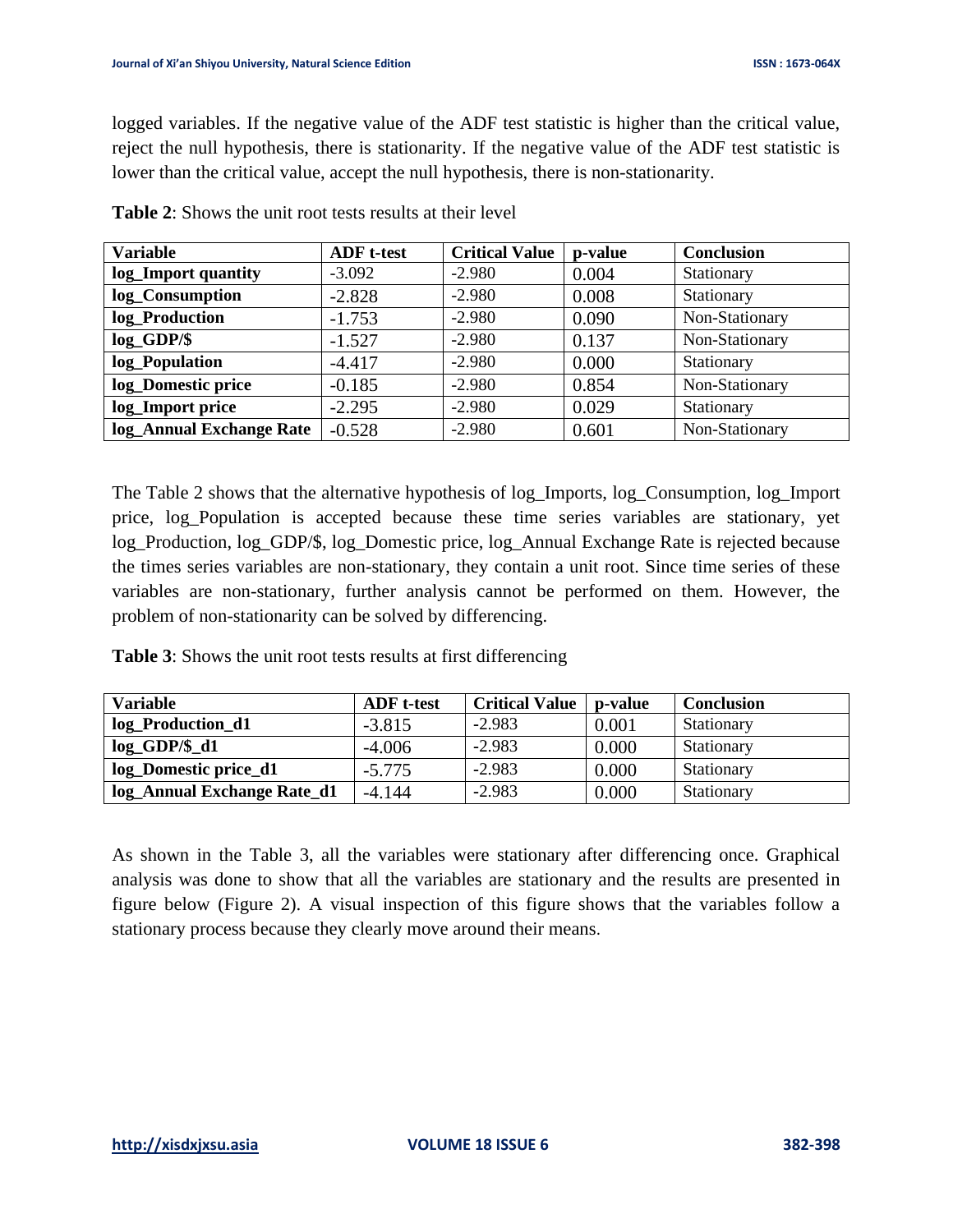logged variables. If the negative value of the ADF test statistic is higher than the critical value, reject the null hypothesis, there is stationarity. If the negative value of the ADF test statistic is lower than the critical value, accept the null hypothesis, there is non-stationarity.

**Table 2**: Shows the unit root tests results at their level

| Variable | ADF t-test | Critical Value | p-value | Conclusion |
|---|---|---|---|---|
| **log_Import quantity** | -3.092 | -2.980 | 0.004 | Stationary |
| **log_Consumption** | -2.828 | -2.980 | 0.008 | Stationary |
| **log_Production** | -1.753 | -2.980 | 0.090 | Non-Stationary |
| **log_GDP/$** | -1.527 | -2.980 | 0.137 | Non-Stationary |
| **log_Population** | -4.417 | -2.980 | 0.000 | Stationary |
| **log_Domestic price** | -0.185 | -2.980 | 0.854 | Non-Stationary |
| **log_Import price** | -2.295 | -2.980 | 0.029 | Stationary |
| **log_Annual Exchange Rate** | -0.528 | -2.980 | 0.601 | Non-Stationary |

The Table 2 shows that the alternative hypothesis of log_Imports, log_Consumption, log_Import price, log_Population is accepted because these time series variables are stationary, yet log_Production, log_GDP/$, log_Domestic price, log_Annual Exchange Rate is rejected because the times series variables are non-stationary, they contain a unit root. Since time series of these variables are non-stationary, further analysis cannot be performed on them. However, the problem of non-stationarity can be solved by differencing.

**Table 3**: Shows the unit root tests results at first differencing

| Variable | ADF t-test | Critical Value | p-value | Conclusion |
|---|---|---|---|---|
| **log_Production_d1** | -3.815 | -2.983 | 0.001 | Stationary |
| **log_GDP/$_d1** | -4.006 | -2.983 | 0.000 | Stationary |
| **log_Domestic price_d1** | -5.775 | -2.983 | 0.000 | Stationary |
| **log_Annual Exchange Rate_d1** | -4.144 | -2.983 | 0.000 | Stationary |

As shown in the Table 3, all the variables were stationary after differencing once. Graphical analysis was done to show that all the variables are stationary and the results are presented in figure below (Figure 2). A visual inspection of this figure shows that the variables follow a stationary process because they clearly move around their means.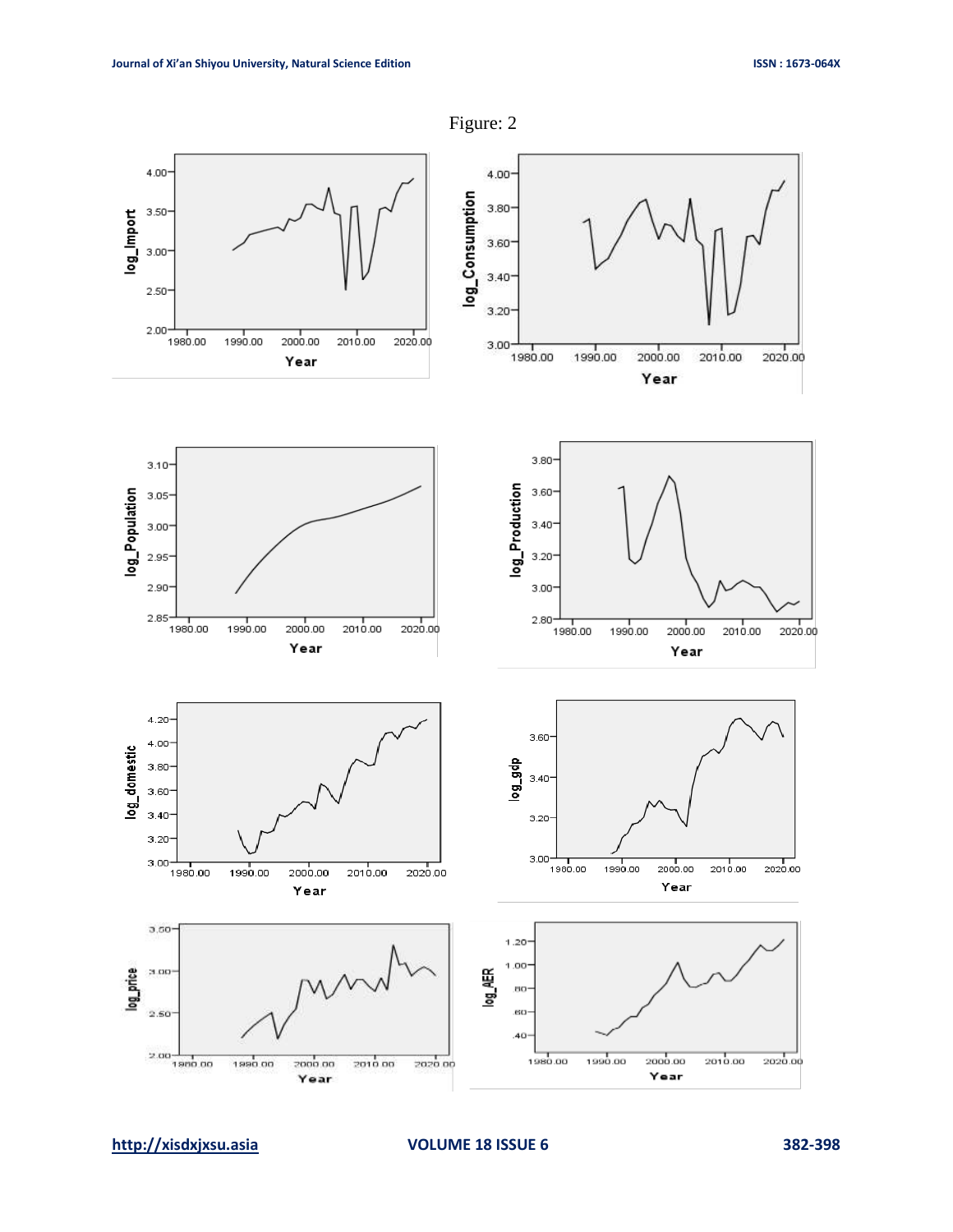Figure: 2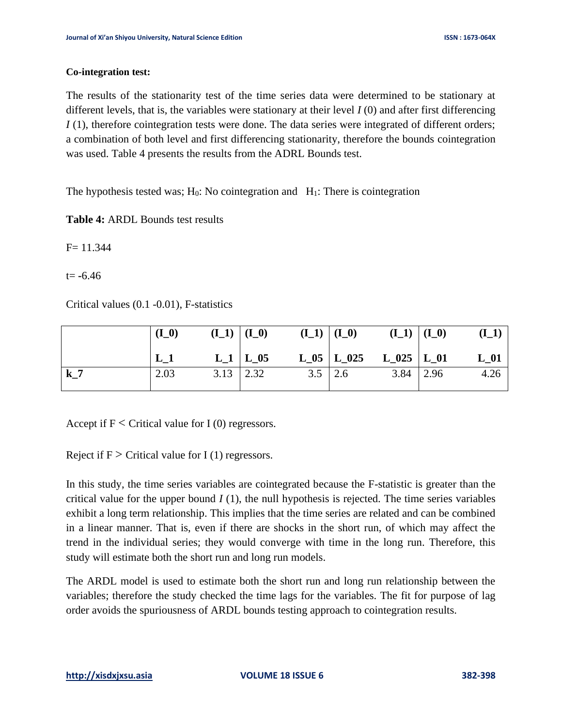**Co-integration test:**

The results of the stationarity test of the time series data were determined to be stationary at different levels, that is, the variables were stationary at their level *I* (0) and after first differencing *I* (1), therefore cointegration tests were done. The data series were integrated of different orders; a combination of both level and first differencing stationarity, therefore the bounds cointegration was used. Table 4 presents the results from the ADRL Bounds test.

The hypothesis tested was; $H_0$: No cointegration and $H_1$: There is cointegration

**Table 4:** ARDL Bounds test results

F= 11.344

t= -6.46

Critical values (0.1 -0.01), F-statistics

| | **(I_0)** **L_1** | **(I_1)** **L_1** | **(I_0)** **L_05** | **(I_1)** **L_05** | **(I_0)** **L_025** | **(I_1)** **L_025** | **(I_0)** **L_01** | **(I_1)** **L_01** |
|---|---|---|---|---|---|---|---|---|
| **k_7** | 2.03 | 3.13 | 2.32 | 3.5 | 2.6 | 3.84 | 2.96 | 4.26 |

Accept if F < Critical value for I (0) regressors.

Reject if F > Critical value for I (1) regressors.

In this study, the time series variables are cointegrated because the F-statistic is greater than the critical value for the upper bound *I* (1), the null hypothesis is rejected. The time series variables exhibit a long term relationship. This implies that the time series are related and can be combined in a linear manner. That is, even if there are shocks in the short run, of which may affect the trend in the individual series; they would converge with time in the long run. Therefore, this study will estimate both the short run and long run models.

The ARDL model is used to estimate both the short run and long run relationship between the variables; therefore the study checked the time lags for the variables. The fit for purpose of lag order avoids the spuriousness of ARDL bounds testing approach to cointegration results.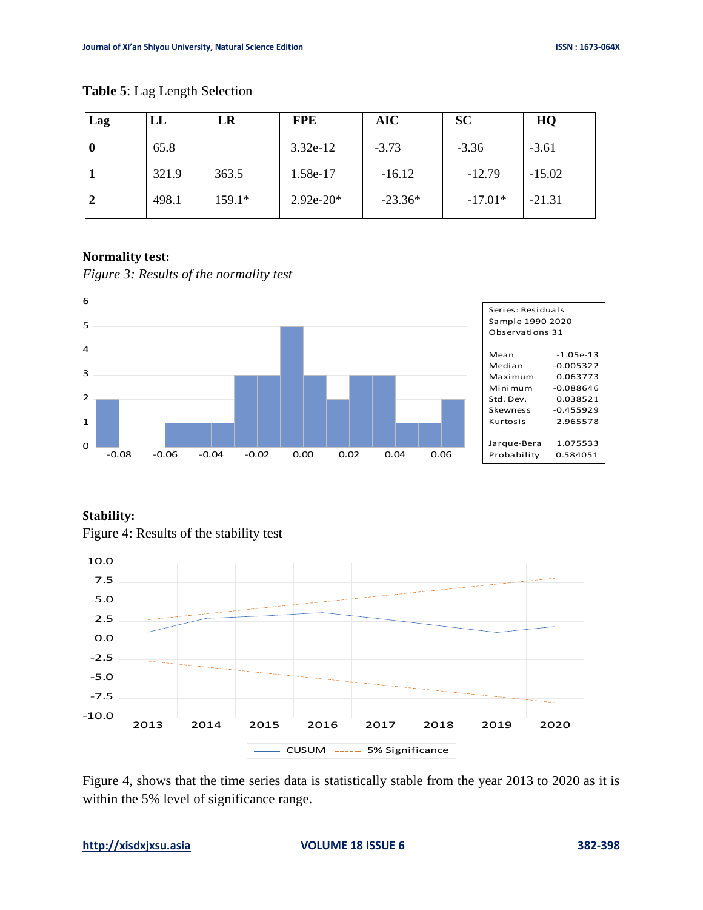**Table 5**: Lag Length Selection

| Lag | LL | LR | FPE | AIC | SC | HQ |
|---|---|---|---|---|---|---|
| **0** | 65.8 | | 3.32e-12 | -3.73 | -3.36 | -3.61 |
| **1** | 321.9 | 363.5 | 1.58e-17 | -16.12 | -12.79 | -15.02 |
| **2** | 498.1 | 159.1* | 2.92e-20* | -23.36* | -17.01* | -21.31 |

**Normality test:**

*Figure 3: Results of the normality test*

| Series: Residuals | |
|---|---|
| Sample 1990 2020 | |
| Observations 31 | |
| Mean | -1.05e-13 |
| Median | -0.005322 |
| Maximum | 0.063773 |
| Minimum | -0.088646 |
| Std. Dev. | 0.038521 |
| Skewness | -0.455929 |
| Kurtosis | 2.965578 |
| Jarque-Bera | 1.075533 |
| Probability | 0.584051 |

**Stability:**

Figure 4: Results of the stability test

Figure 4, shows that the time series data is statistically stable from the year 2013 to 2020 as it is within the 5% level of significance range.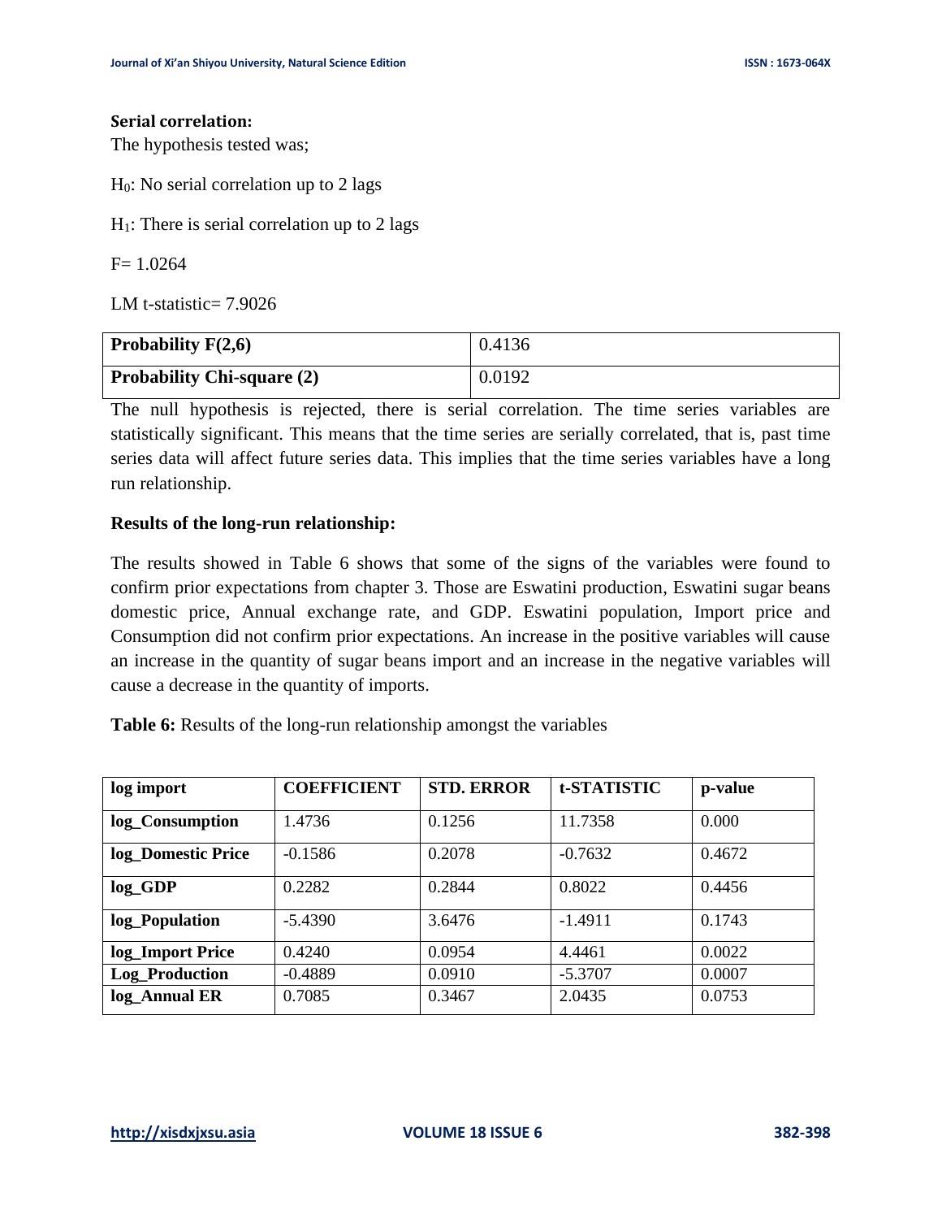**Serial correlation:**

The hypothesis tested was;

$H_0$: No serial correlation up to 2 lags

$H_1$: There is serial correlation up to 2 lags

F= 1.0264

LM t-statistic= 7.9026

| Probability F(2,6) | 0.4136 |
|---|---|
| **Probability Chi-square (2)** | 0.0192 |

The null hypothesis is rejected, there is serial correlation. The time series variables are statistically significant. This means that the time series are serially correlated, that is, past time series data will affect future series data. This implies that the time series variables have a long run relationship.

**Results of the long-run relationship:**

The results showed in Table 6 shows that some of the signs of the variables were found to confirm prior expectations from chapter 3. Those are Eswatini production, Eswatini sugar beans domestic price, Annual exchange rate, and GDP. Eswatini population, Import price and Consumption did not confirm prior expectations. An increase in the positive variables will cause an increase in the quantity of sugar beans import and an increase in the negative variables will cause a decrease in the quantity of imports.

**Table 6:** Results of the long-run relationship amongst the variables

| log import | COEFFICIENT | STD. ERROR | t-STATISTIC | p-value |
|---|---|---|---|---|
| **log_Consumption** | 1.4736 | 0.1256 | 11.7358 | 0.000 |
| **log_Domestic Price** | -0.1586 | 0.2078 | -0.7632 | 0.4672 |
| **log_GDP** | 0.2282 | 0.2844 | 0.8022 | 0.4456 |
| **log_Population** | -5.4390 | 3.6476 | -1.4911 | 0.1743 |
| **log_Import Price** | 0.4240 | 0.0954 | 4.4461 | 0.0022 |
| **Log_Production** | -0.4889 | 0.0910 | -5.3707 | 0.0007 |
| **log_Annual ER** | 0.7085 | 0.3467 | 2.0435 | 0.0753 |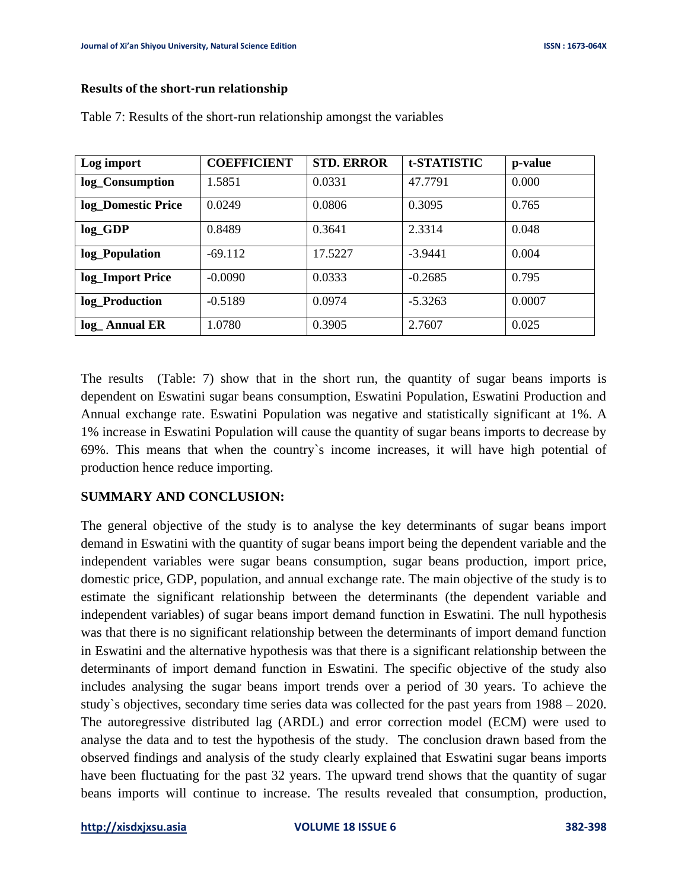**Results of the short-run relationship**

Table 7: Results of the short-run relationship amongst the variables

| Log import | COEFFICIENT | STD. ERROR | t-STATISTIC | p-value |
|---|---|---|---|---|
| log_Consumption | 1.5851 | 0.0331 | 47.7791 | 0.000 |
| log_Domestic Price | 0.0249 | 0.0806 | 0.3095 | 0.765 |
| log_GDP | 0.8489 | 0.3641 | 2.3314 | 0.048 |
| log_Population | -69.112 | 17.5227 | -3.9441 | 0.004 |
| log_Import Price | -0.0090 | 0.0333 | -0.2685 | 0.795 |
| log_Production | -0.5189 | 0.0974 | -5.3263 | 0.0007 |
| log_ Annual ER | 1.0780 | 0.3905 | 2.7607 | 0.025 |

The results (Table: 7) show that in the short run, the quantity of sugar beans imports is dependent on Eswatini sugar beans consumption, Eswatini Population, Eswatini Production and Annual exchange rate. Eswatini Population was negative and statistically significant at 1%. A 1% increase in Eswatini Population will cause the quantity of sugar beans imports to decrease by 69%. This means that when the country`s income increases, it will have high potential of production hence reduce importing.

**SUMMARY AND CONCLUSION:**

The general objective of the study is to analyse the key determinants of sugar beans import demand in Eswatini with the quantity of sugar beans import being the dependent variable and the independent variables were sugar beans consumption, sugar beans production, import price, domestic price, GDP, population, and annual exchange rate. The main objective of the study is to estimate the significant relationship between the determinants (the dependent variable and independent variables) of sugar beans import demand function in Eswatini. The null hypothesis was that there is no significant relationship between the determinants of import demand function in Eswatini and the alternative hypothesis was that there is a significant relationship between the determinants of import demand function in Eswatini. The specific objective of the study also includes analysing the sugar beans import trends over a period of 30 years. To achieve the study`s objectives, secondary time series data was collected for the past years from 1988 – 2020. The autoregressive distributed lag (ARDL) and error correction model (ECM) were used to analyse the data and to test the hypothesis of the study. The conclusion drawn based from the observed findings and analysis of the study clearly explained that Eswatini sugar beans imports have been fluctuating for the past 32 years. The upward trend shows that the quantity of sugar beans imports will continue to increase. The results revealed that consumption, production,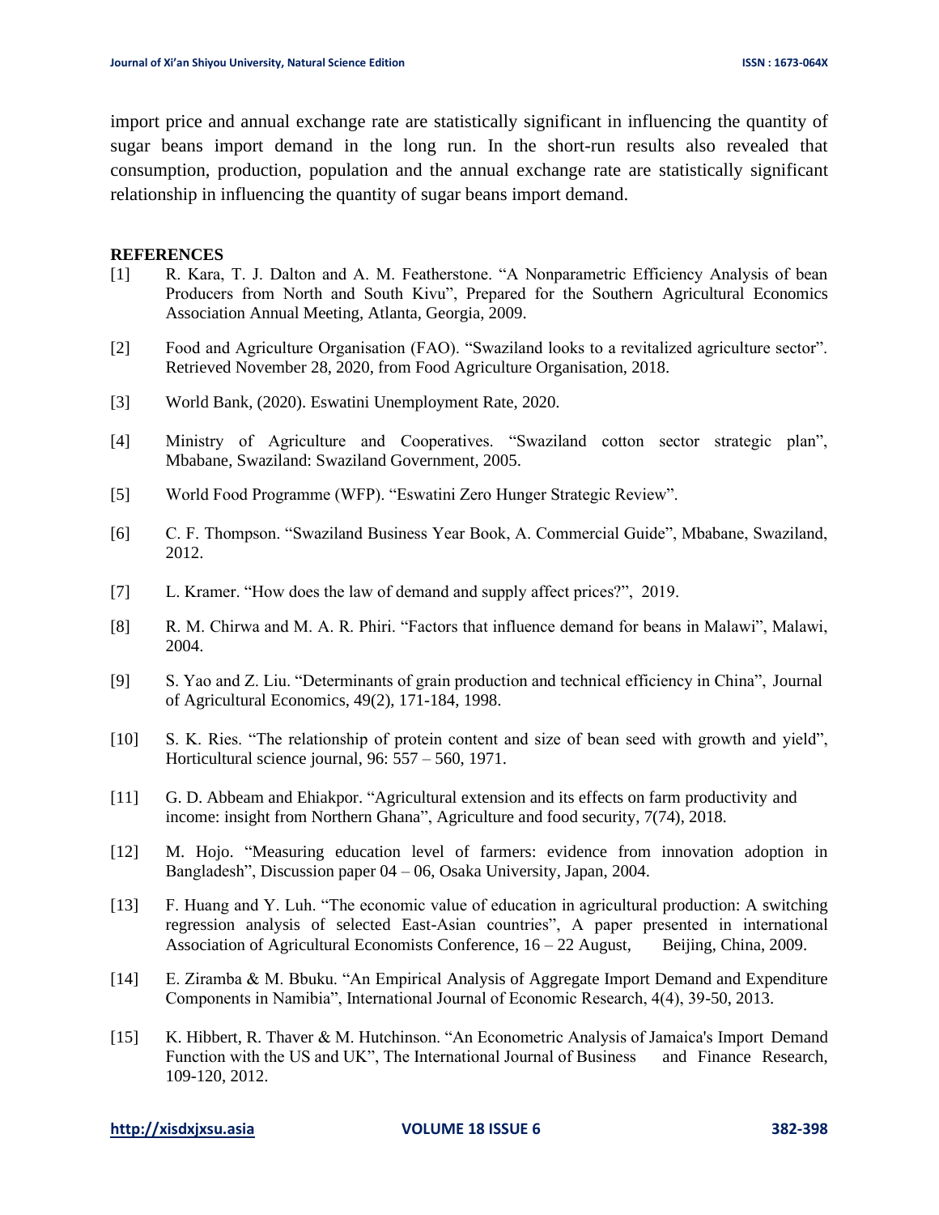import price and annual exchange rate are statistically significant in influencing the quantity of sugar beans import demand in the long run. In the short-run results also revealed that consumption, production, population and the annual exchange rate are statistically significant relationship in influencing the quantity of sugar beans import demand.

## REFERENCES

[1] R. Kara, T. J. Dalton and A. M. Featherstone. "A Nonparametric Efficiency Analysis of bean Producers from North and South Kivu", Prepared for the Southern Agricultural Economics Association Annual Meeting, Atlanta, Georgia, 2009.

[2] Food and Agriculture Organisation (FAO). "Swaziland looks to a revitalized agriculture sector". Retrieved November 28, 2020, from Food Agriculture Organisation, 2018.

[3] World Bank, (2020). Eswatini Unemployment Rate, 2020.

[4] Ministry of Agriculture and Cooperatives. "Swaziland cotton sector strategic plan", Mbabane, Swaziland: Swaziland Government, 2005.

[5] World Food Programme (WFP). "Eswatini Zero Hunger Strategic Review".

[6] C. F. Thompson. "Swaziland Business Year Book, A. Commercial Guide", Mbabane, Swaziland, 2012.

[7] L. Kramer. "How does the law of demand and supply affect prices?", 2019.

[8] R. M. Chirwa and M. A. R. Phiri. "Factors that influence demand for beans in Malawi", Malawi, 2004.

[9] S. Yao and Z. Liu. "Determinants of grain production and technical efficiency in China", Journal of Agricultural Economics, 49(2), 171-184, 1998.

[10] S. K. Ries. "The relationship of protein content and size of bean seed with growth and yield", Horticultural science journal, 96: 557 – 560, 1971.

[11] G. D. Abbeam and Ehiakpor. "Agricultural extension and its effects on farm productivity and income: insight from Northern Ghana", Agriculture and food security, 7(74), 2018.

[12] M. Hojo. "Measuring education level of farmers: evidence from innovation adoption in Bangladesh", Discussion paper 04 – 06, Osaka University, Japan, 2004.

[13] F. Huang and Y. Luh. "The economic value of education in agricultural production: A switching regression analysis of selected East-Asian countries", A paper presented in international Association of Agricultural Economists Conference, 16 – 22 August, Beijing, China, 2009.

[14] E. Ziramba & M. Bbuku. "An Empirical Analysis of Aggregate Import Demand and Expenditure Components in Namibia", International Journal of Economic Research, 4(4), 39-50, 2013.

[15] K. Hibbert, R. Thaver & M. Hutchinson. "An Econometric Analysis of Jamaica's Import Demand Function with the US and UK", The International Journal of Business and Finance Research, 109-120, 2012.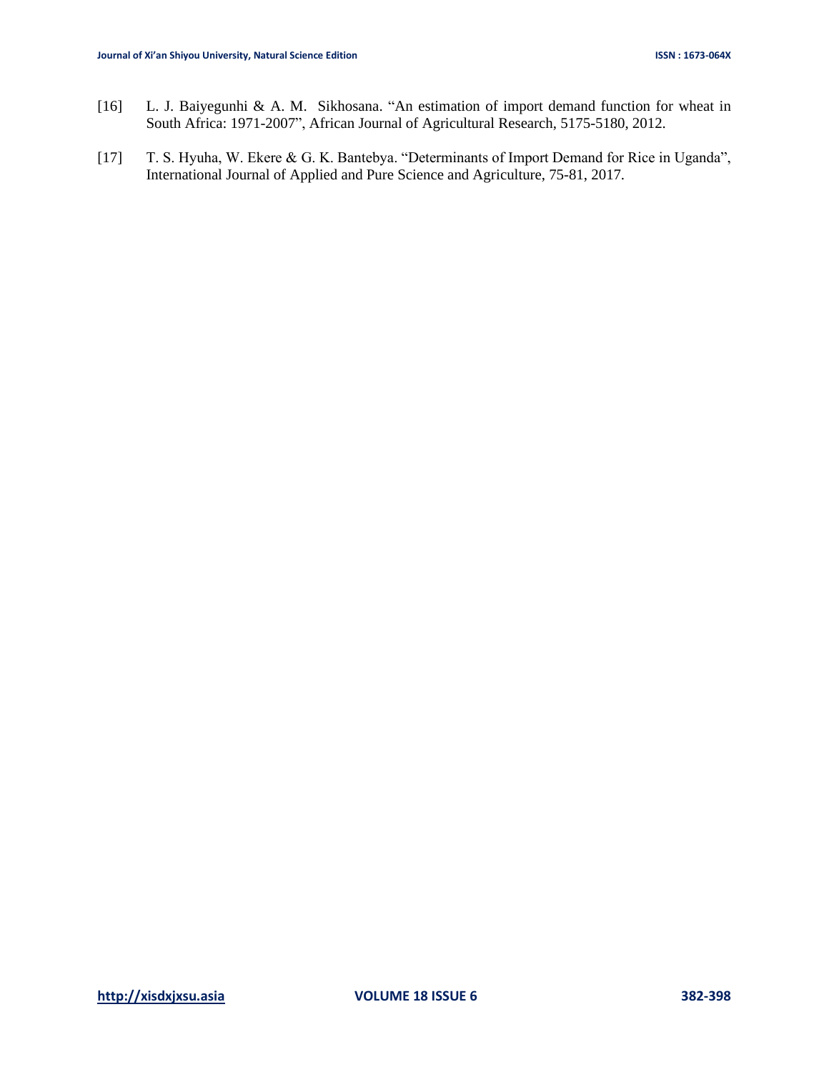[16] L. J. Baiyegunhi & A. M. Sikhosana. "An estimation of import demand function for wheat in South Africa: 1971-2007", African Journal of Agricultural Research, 5175-5180, 2012.

[17] T. S. Hyuha, W. Ekere & G. K. Bantebya. "Determinants of Import Demand for Rice in Uganda", International Journal of Applied and Pure Science and Agriculture, 75-81, 2017.